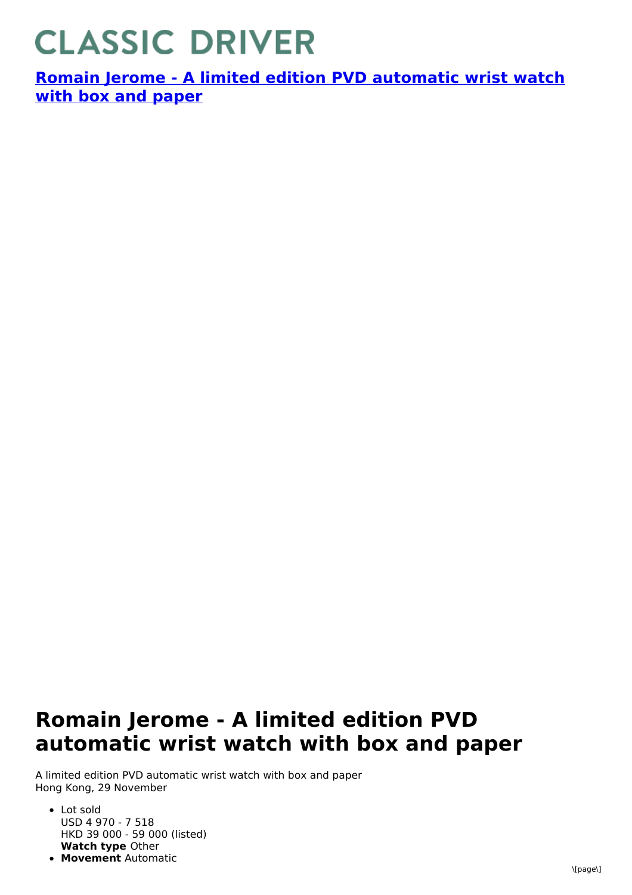# CLASSIC DRIVER

**[Romain Jerome - A limited edition PVD automatic wrist watch with box and paper]()**

# Romain Jerome - A limited edition PVD automatic wrist watch with box and paper

A limited edition PVD automatic wrist watch with box and paper
Hong Kong, 29 November

- Lot sold
  USD 4 970 - 7 518
  HKD 39 000 - 59 000 (listed)
  **Watch type** Other
- **Movement** Automatic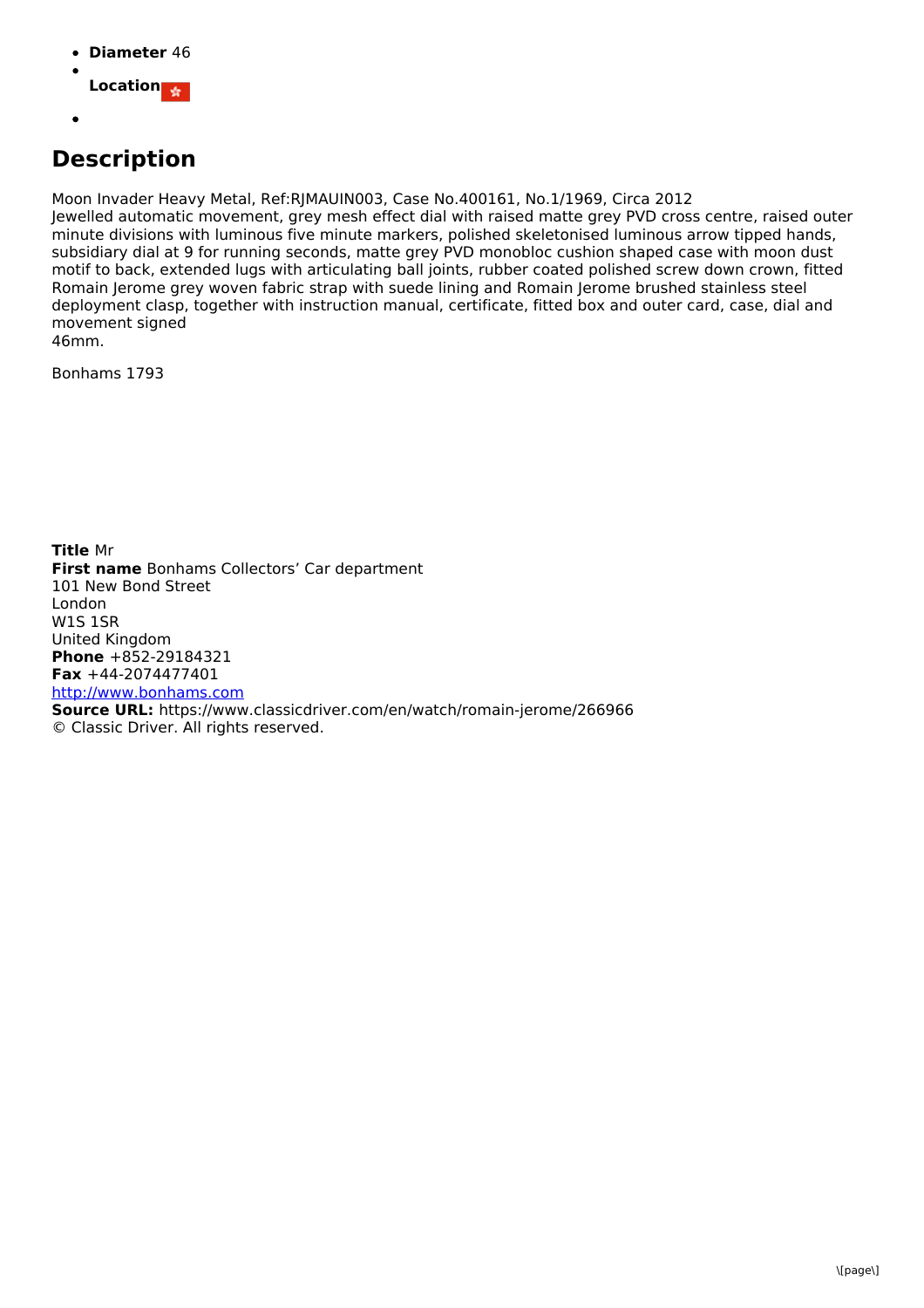- **Diameter** 46
- **Location**
- 

## Description

Moon Invader Heavy Metal, Ref:RJMAUIN003, Case No.400161, No.1/1969, Circa 2012
Jewelled automatic movement, grey mesh effect dial with raised matte grey PVD cross centre, raised outer minute divisions with luminous five minute markers, polished skeletonised luminous arrow tipped hands, subsidiary dial at 9 for running seconds, matte grey PVD monobloc cushion shaped case with moon dust motif to back, extended lugs with articulating ball joints, rubber coated polished screw down crown, fitted Romain Jerome grey woven fabric strap with suede lining and Romain Jerome brushed stainless steel deployment clasp, together with instruction manual, certificate, fitted box and outer card, case, dial and movement signed
46mm.

Bonhams 1793

**Title** Mr
**First name** Bonhams Collectors' Car department
101 New Bond Street
London
W1S 1SR
United Kingdom
**Phone** +852-29184321
**Fax** +44-2074477401
http://www.bonhams.com
**Source URL:** https://www.classicdriver.com/en/watch/romain-jerome/266966
© Classic Driver. All rights reserved.